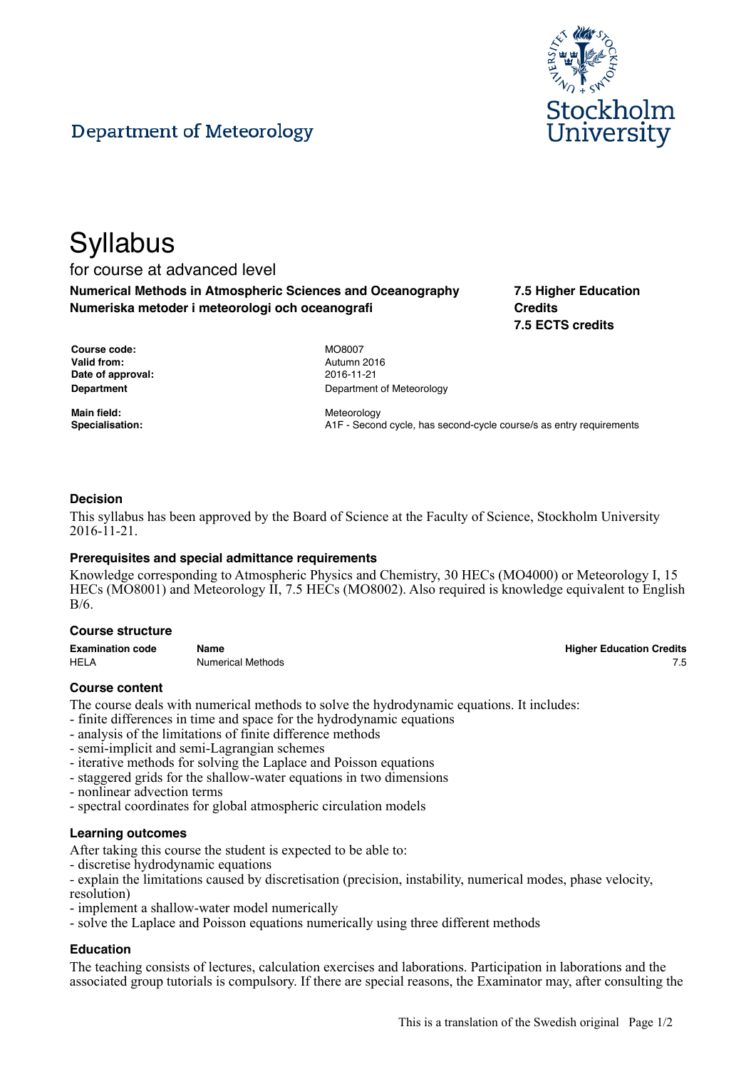Department of Meteorology

# Syllabus

for course at advanced level

**Numerical Methods in Atmospheric Sciences and Oceanography**
**Numeriska metoder i meteorologi och oceanografi**

**7.5 Higher Education Credits**
**7.5 ECTS credits**

| | |
|---|---|
| **Course code:** | MO8007 |
| **Valid from:** | Autumn 2016 |
| **Date of approval:** | 2016-11-21 |
| **Department** | Department of Meteorology |
| **Main field:** | Meteorology |
| **Specialisation:** | A1F - Second cycle, has second-cycle course/s as entry requirements |

### Decision

This syllabus has been approved by the Board of Science at the Faculty of Science, Stockholm University 2016-11-21.

### Prerequisites and special admittance requirements

Knowledge corresponding to Atmospheric Physics and Chemistry, 30 HECs (MO4000) or Meteorology I, 15 HECs (MO8001) and Meteorology II, 7.5 HECs (MO8002). Also required is knowledge equivalent to English B/6.

### Course structure

| Examination code | Name | Higher Education Credits |
|---|---|---|
| HELA | Numerical Methods | 7.5 |

### Course content

The course deals with numerical methods to solve the hydrodynamic equations. It includes:
- finite differences in time and space for the hydrodynamic equations
- analysis of the limitations of finite difference methods
- semi-implicit and semi-Lagrangian schemes
- iterative methods for solving the Laplace and Poisson equations
- staggered grids for the shallow-water equations in two dimensions
- nonlinear advection terms
- spectral coordinates for global atmospheric circulation models

### Learning outcomes

After taking this course the student is expected to be able to:
- discretise hydrodynamic equations
- explain the limitations caused by discretisation (precision, instability, numerical modes, phase velocity, resolution)
- implement a shallow-water model numerically
- solve the Laplace and Poisson equations numerically using three different methods

### Education

The teaching consists of lectures, calculation exercises and laborations. Participation in laborations and the associated group tutorials is compulsory. If there are special reasons, the Examinator may, after consulting the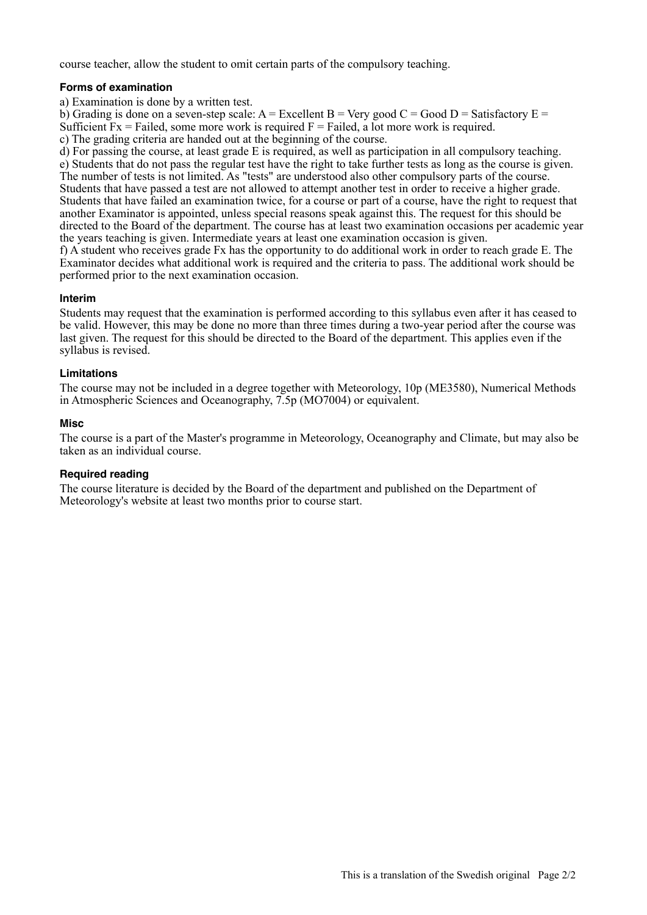course teacher, allow the student to omit certain parts of the compulsory teaching.

### Forms of examination

a) Examination is done by a written test.
b) Grading is done on a seven-step scale: A = Excellent B = Very good C = Good D = Satisfactory E = Sufficient Fx = Failed, some more work is required F = Failed, a lot more work is required.
c) The grading criteria are handed out at the beginning of the course.
d) For passing the course, at least grade E is required, as well as participation in all compulsory teaching.
e) Students that do not pass the regular test have the right to take further tests as long as the course is given. The number of tests is not limited. As "tests" are understood also other compulsory parts of the course. Students that have passed a test are not allowed to attempt another test in order to receive a higher grade. Students that have failed an examination twice, for a course or part of a course, have the right to request that another Examinator is appointed, unless special reasons speak against this. The request for this should be directed to the Board of the department. The course has at least two examination occasions per academic year the years teaching is given. Intermediate years at least one examination occasion is given.
f) A student who receives grade Fx has the opportunity to do additional work in order to reach grade E. The Examinator decides what additional work is required and the criteria to pass. The additional work should be performed prior to the next examination occasion.

### Interim

Students may request that the examination is performed according to this syllabus even after it has ceased to be valid. However, this may be done no more than three times during a two-year period after the course was last given. The request for this should be directed to the Board of the department. This applies even if the syllabus is revised.

### Limitations

The course may not be included in a degree together with Meteorology, 10p (ME3580), Numerical Methods in Atmospheric Sciences and Oceanography, 7.5p (MO7004) or equivalent.

### Misc

The course is a part of the Master's programme in Meteorology, Oceanography and Climate, but may also be taken as an individual course.

### Required reading

The course literature is decided by the Board of the department and published on the Department of Meteorology's website at least two months prior to course start.

This is a translation of the Swedish original